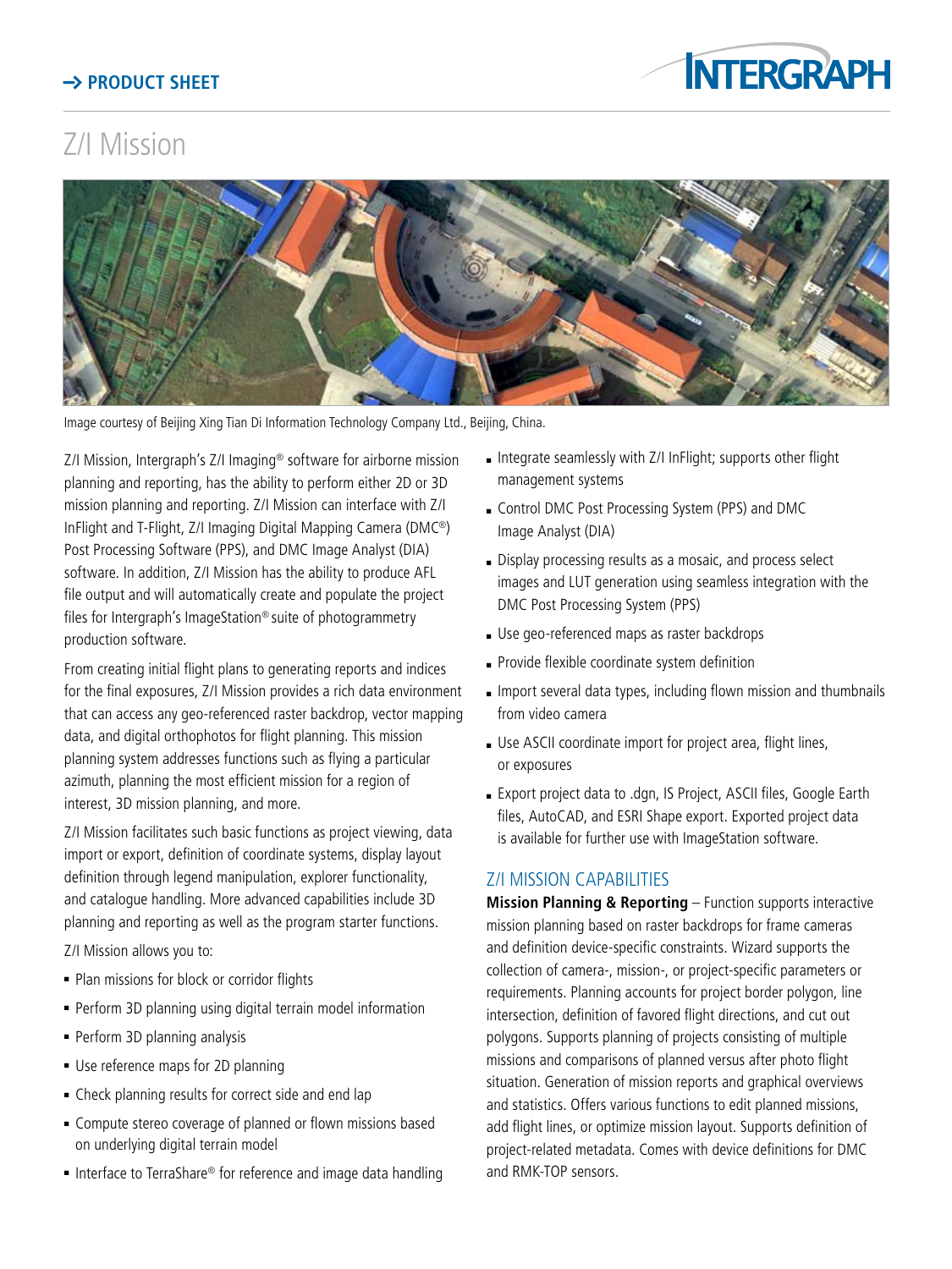PRODUCT SHEET

# Z/I Mission

Image courtesy of Beijing Xing Tian Di Information Technology Company Ltd., Beijing, China.

Z/I Mission, Intergraph's Z/I Imaging® software for airborne mission planning and reporting, has the ability to perform either 2D or 3D mission planning and reporting. Z/I Mission can interface with Z/I InFlight and T-Flight, Z/I Imaging Digital Mapping Camera (DMC®) Post Processing Software (PPS), and DMC Image Analyst (DIA) software. In addition, Z/I Mission has the ability to produce AFL file output and will automatically create and populate the project files for Intergraph's ImageStation® suite of photogrammetry production software.

From creating initial flight plans to generating reports and indices for the final exposures, Z/I Mission provides a rich data environment that can access any geo-referenced raster backdrop, vector mapping data, and digital orthophotos for flight planning. This mission planning system addresses functions such as flying a particular azimuth, planning the most efficient mission for a region of interest, 3D mission planning, and more.

Z/I Mission facilitates such basic functions as project viewing, data import or export, definition of coordinate systems, display layout definition through legend manipulation, explorer functionality, and catalogue handling. More advanced capabilities include 3D planning and reporting as well as the program starter functions.

Z/I Mission allows you to:

- Plan missions for block or corridor flights
- Perform 3D planning using digital terrain model information
- Perform 3D planning analysis
- Use reference maps for 2D planning
- Check planning results for correct side and end lap
- Compute stereo coverage of planned or flown missions based on underlying digital terrain model
- Interface to TerraShare® for reference and image data handling
- Integrate seamlessly with Z/I InFlight; supports other flight management systems
- Control DMC Post Processing System (PPS) and DMC Image Analyst (DIA)
- Display processing results as a mosaic, and process select images and LUT generation using seamless integration with the DMC Post Processing System (PPS)
- Use geo-referenced maps as raster backdrops
- Provide flexible coordinate system definition
- Import several data types, including flown mission and thumbnails from video camera
- Use ASCII coordinate import for project area, flight lines, or exposures
- Export project data to .dgn, IS Project, ASCII files, Google Earth files, AutoCAD, and ESRI Shape export. Exported project data is available for further use with ImageStation software.

## Z/I MISSION CAPABILITIES

**Mission Planning & Reporting** – Function supports interactive mission planning based on raster backdrops for frame cameras and definition device-specific constraints. Wizard supports the collection of camera-, mission-, or project-specific parameters or requirements. Planning accounts for project border polygon, line intersection, definition of favored flight directions, and cut out polygons. Supports planning of projects consisting of multiple missions and comparisons of planned versus after photo flight situation. Generation of mission reports and graphical overviews and statistics. Offers various functions to edit planned missions, add flight lines, or optimize mission layout. Supports definition of project-related metadata. Comes with device definitions for DMC and RMK-TOP sensors.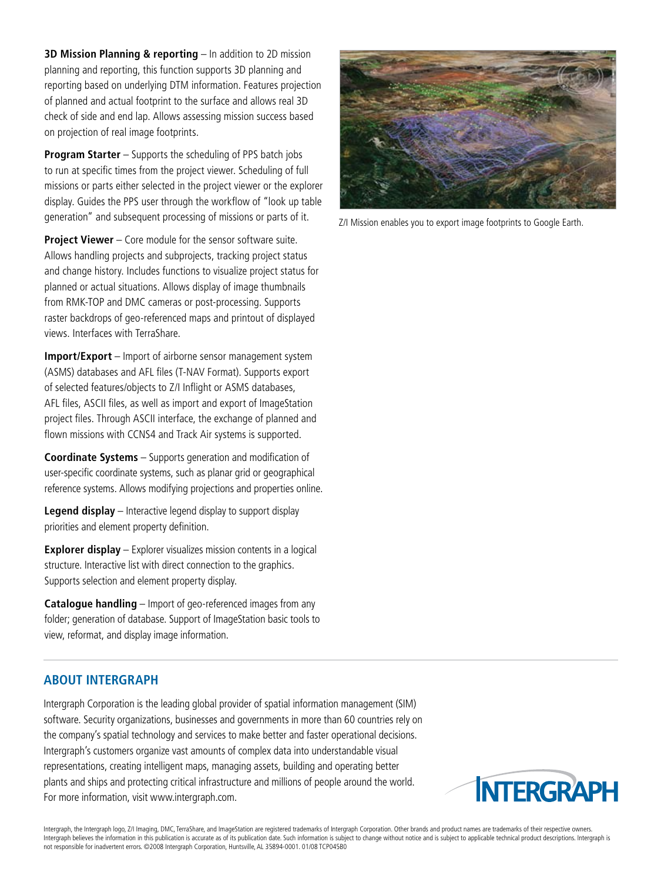**3D Mission Planning & reporting** – In addition to 2D mission planning and reporting, this function supports 3D planning and reporting based on underlying DTM information. Features projection of planned and actual footprint to the surface and allows real 3D check of side and end lap. Allows assessing mission success based on projection of real image footprints.

**Program Starter** – Supports the scheduling of PPS batch jobs to run at specific times from the project viewer. Scheduling of full missions or parts either selected in the project viewer or the explorer display. Guides the PPS user through the workflow of "look up table generation" and subsequent processing of missions or parts of it.

**Project Viewer** – Core module for the sensor software suite. Allows handling projects and subprojects, tracking project status and change history. Includes functions to visualize project status for planned or actual situations. Allows display of image thumbnails from RMK-TOP and DMC cameras or post-processing. Supports raster backdrops of geo-referenced maps and printout of displayed views. Interfaces with TerraShare.

**Import/Export** – Import of airborne sensor management system (ASMS) databases and AFL files (T-NAV Format). Supports export of selected features/objects to Z/I Inflight or ASMS databases, AFL files, ASCII files, as well as import and export of ImageStation project files. Through ASCII interface, the exchange of planned and flown missions with CCNS4 and Track Air systems is supported.

**Coordinate Systems** – Supports generation and modification of user-specific coordinate systems, such as planar grid or geographical reference systems. Allows modifying projections and properties online.

**Legend display** – Interactive legend display to support display priorities and element property definition.

**Explorer display** – Explorer visualizes mission contents in a logical structure. Interactive list with direct connection to the graphics. Supports selection and element property display.

**Catalogue handling** – Import of geo-referenced images from any folder; generation of database. Support of ImageStation basic tools to view, reformat, and display image information.

Z/I Mission enables you to export image footprints to Google Earth.

## ABOUT INTERGRAPH

Intergraph Corporation is the leading global provider of spatial information management (SIM) software. Security organizations, businesses and governments in more than 60 countries rely on the company's spatial technology and services to make better and faster operational decisions. Intergraph's customers organize vast amounts of complex data into understandable visual representations, creating intelligent maps, managing assets, building and operating better plants and ships and protecting critical infrastructure and millions of people around the world. For more information, visit www.intergraph.com.

INTERGRAPH

Intergraph, the Intergraph logo, Z/I Imaging, DMC, TerraShare, and ImageStation are registered trademarks of Intergraph Corporation. Other brands and product names are trademarks of their respective owners. Intergraph believes the information in this publication is accurate as of its publication date. Such information is subject to change without notice and is subject to applicable technical product descriptions. Intergraph is not responsible for inadvertent errors. ©2008 Intergraph Corporation, Huntsville, AL 35894-0001. 01/08 TCP045B0